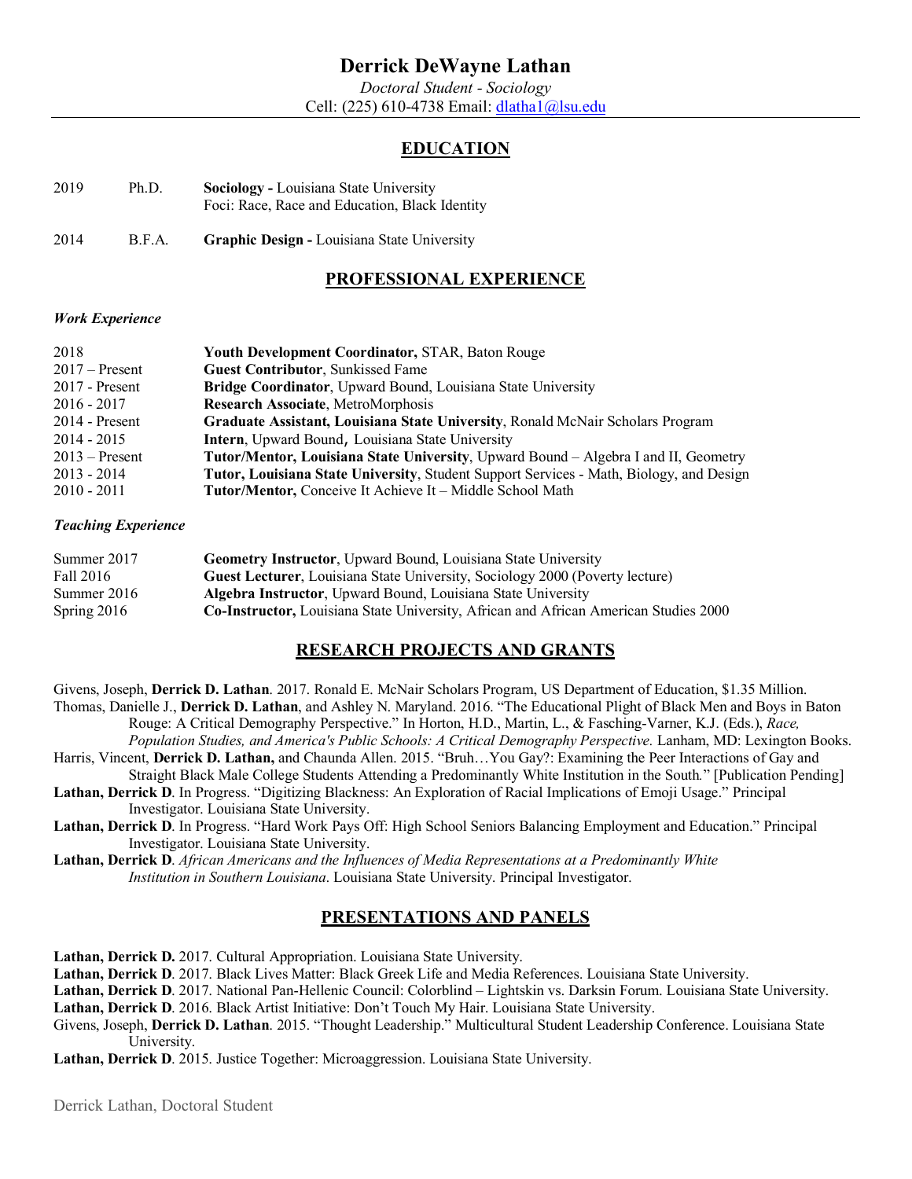# Derrick DeWayne Lathan

*Doctoral Student - Sociology*

Cell: (225) 610-4738 Email: dlatha1@lsu.edu

## EDUCATION

| | | |
|---|---|---|
| 2019 | Ph.D. | **Sociology -** Louisiana State University<br>Foci: Race, Race and Education, Black Identity |
| 2014 | B.F.A. | **Graphic Design -** Louisiana State University |

## PROFESSIONAL EXPERIENCE

### *Work Experience*

| | |
|---|---|
| 2018 | **Youth Development Coordinator,** STAR, Baton Rouge |
| 2017 – Present | **Guest Contributor**, Sunkissed Fame |
| 2017 - Present | **Bridge Coordinator**, Upward Bound, Louisiana State University |
| 2016 - 2017 | **Research Associate**, MetroMorphosis |
| 2014 - Present | **Graduate Assistant, Louisiana State University**, Ronald McNair Scholars Program |
| 2014 - 2015 | **Intern**, Upward Bound, Louisiana State University |
| 2013 – Present | **Tutor/Mentor, Louisiana State University**, Upward Bound – Algebra I and II, Geometry |
| 2013 - 2014 | **Tutor, Louisiana State University**, Student Support Services - Math, Biology, and Design |
| 2010 - 2011 | **Tutor/Mentor,** Conceive It Achieve It – Middle School Math |

### *Teaching Experience*

| | |
|---|---|
| Summer 2017 | **Geometry Instructor**, Upward Bound, Louisiana State University |
| Fall 2016 | **Guest Lecturer**, Louisiana State University, Sociology 2000 (Poverty lecture) |
| Summer 2016 | **Algebra Instructor**, Upward Bound, Louisiana State University |
| Spring 2016 | **Co-Instructor,** Louisiana State University, African and African American Studies 2000 |

## RESEARCH PROJECTS AND GRANTS

Givens, Joseph, **Derrick D. Lathan**. 2017. Ronald E. McNair Scholars Program, US Department of Education, $1.35 Million.

Thomas, Danielle J., **Derrick D. Lathan**, and Ashley N. Maryland. 2016. "The Educational Plight of Black Men and Boys in Baton Rouge: A Critical Demography Perspective." In Horton, H.D., Martin, L., & Fasching-Varner, K.J. (Eds.), *Race, Population Studies, and America's Public Schools: A Critical Demography Perspective.* Lanham, MD: Lexington Books.

Harris, Vincent, **Derrick D. Lathan,** and Chaunda Allen. 2015. "Bruh…You Gay?: Examining the Peer Interactions of Gay and Straight Black Male College Students Attending a Predominantly White Institution in the South." [Publication Pending]

**Lathan, Derrick D**. In Progress. "Digitizing Blackness: An Exploration of Racial Implications of Emoji Usage." Principal Investigator. Louisiana State University.

**Lathan, Derrick D**. In Progress. "Hard Work Pays Off: High School Seniors Balancing Employment and Education." Principal Investigator. Louisiana State University.

**Lathan, Derrick D**. *African Americans and the Influences of Media Representations at a Predominantly White Institution in Southern Louisiana*. Louisiana State University. Principal Investigator.

## PRESENTATIONS AND PANELS

**Lathan, Derrick D.** 2017. Cultural Appropriation. Louisiana State University.

**Lathan, Derrick D**. 2017. Black Lives Matter: Black Greek Life and Media References. Louisiana State University.

**Lathan, Derrick D**. 2017. National Pan-Hellenic Council: Colorblind – Lightskin vs. Darksin Forum. Louisiana State University.

**Lathan, Derrick D**. 2016. Black Artist Initiative: Don't Touch My Hair. Louisiana State University.

Givens, Joseph, **Derrick D. Lathan**. 2015. "Thought Leadership." Multicultural Student Leadership Conference. Louisiana State University.

**Lathan, Derrick D**. 2015. Justice Together: Microaggression. Louisiana State University.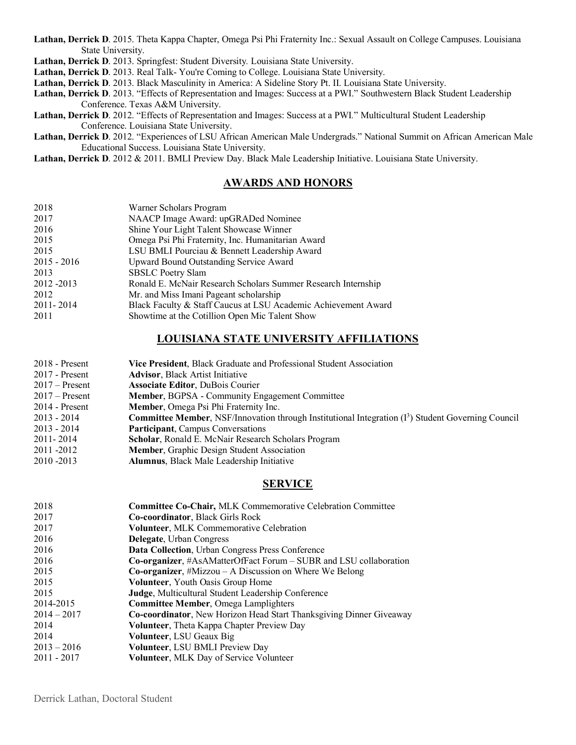**Lathan, Derrick D**. 2015. Theta Kappa Chapter, Omega Psi Phi Fraternity Inc.: Sexual Assault on College Campuses. Louisiana State University.

**Lathan, Derrick D**. 2013. Springfest: Student Diversity. Louisiana State University.

**Lathan, Derrick D**. 2013. Real Talk- You're Coming to College. Louisiana State University.

**Lathan, Derrick D**. 2013. Black Masculinity in America: A Sideline Story Pt. II. Louisiana State University.

**Lathan, Derrick D**. 2013. "Effects of Representation and Images: Success at a PWI." Southwestern Black Student Leadership Conference. Texas A&M University.

**Lathan, Derrick D**. 2012. "Effects of Representation and Images: Success at a PWI." Multicultural Student Leadership Conference. Louisiana State University.

**Lathan, Derrick D**. 2012. "Experiences of LSU African American Male Undergrads." National Summit on African American Male Educational Success. Louisiana State University.

**Lathan, Derrick D**. 2012 & 2011. BMLI Preview Day. Black Male Leadership Initiative. Louisiana State University.

## AWARDS AND HONORS

| | |
|---|---|
| 2018 | Warner Scholars Program |
| 2017 | NAACP Image Award: upGRADed Nominee |
| 2016 | Shine Your Light Talent Showcase Winner |
| 2015 | Omega Psi Phi Fraternity, Inc. Humanitarian Award |
| 2015 | LSU BMLI Pourciau & Bennett Leadership Award |
| 2015 - 2016 | Upward Bound Outstanding Service Award |
| 2013 | SBSLC Poetry Slam |
| 2012 -2013 | Ronald E. McNair Research Scholars Summer Research Internship |
| 2012 | Mr. and Miss Imani Pageant scholarship |
| 2011- 2014 | Black Faculty & Staff Caucus at LSU Academic Achievement Award |
| 2011 | Showtime at the Cotillion Open Mic Talent Show |

## LOUISIANA STATE UNIVERSITY AFFILIATIONS

| | |
|---|---|
| 2018 - Present | **Vice President**, Black Graduate and Professional Student Association |
| 2017 - Present | **Advisor**, Black Artist Initiative |
| 2017 – Present | **Associate Editor**, DuBois Courier |
| 2017 – Present | **Member**, BGPSA - Community Engagement Committee |
| 2014 - Present | **Member**, Omega Psi Phi Fraternity Inc. |
| 2013 - 2014 | **Committee Member**, NSF/Innovation through Institutional Integration ($I^3$) Student Governing Council |
| 2013 - 2014 | **Participant**, Campus Conversations |
| 2011- 2014 | **Scholar**, Ronald E. McNair Research Scholars Program |
| 2011 -2012 | **Member**, Graphic Design Student Association |
| 2010 -2013 | **Alumnus**, Black Male Leadership Initiative |

## SERVICE

| | |
|---|---|
| 2018 | **Committee Co-Chair,** MLK Commemorative Celebration Committee |
| 2017 | **Co-coordinator**, Black Girls Rock |
| 2017 | **Volunteer**, MLK Commemorative Celebration |
| 2016 | **Delegate**, Urban Congress |
| 2016 | **Data Collection**, Urban Congress Press Conference |
| 2016 | **Co-organizer**, #AsAMatterOfFact Forum – SUBR and LSU collaboration |
| 2015 | **Co-organizer**, #Mizzou – A Discussion on Where We Belong |
| 2015 | **Volunteer**, Youth Oasis Group Home |
| 2015 | **Judge**, Multicultural Student Leadership Conference |
| 2014-2015 | **Committee Member**, Omega Lamplighters |
| 2014 – 2017 | **Co-coordinator**, New Horizon Head Start Thanksgiving Dinner Giveaway |
| 2014 | **Volunteer**, Theta Kappa Chapter Preview Day |
| 2014 | **Volunteer**, LSU Geaux Big |
| 2013 – 2016 | **Volunteer**, LSU BMLI Preview Day |
| 2011 - 2017 | **Volunteer**, MLK Day of Service Volunteer |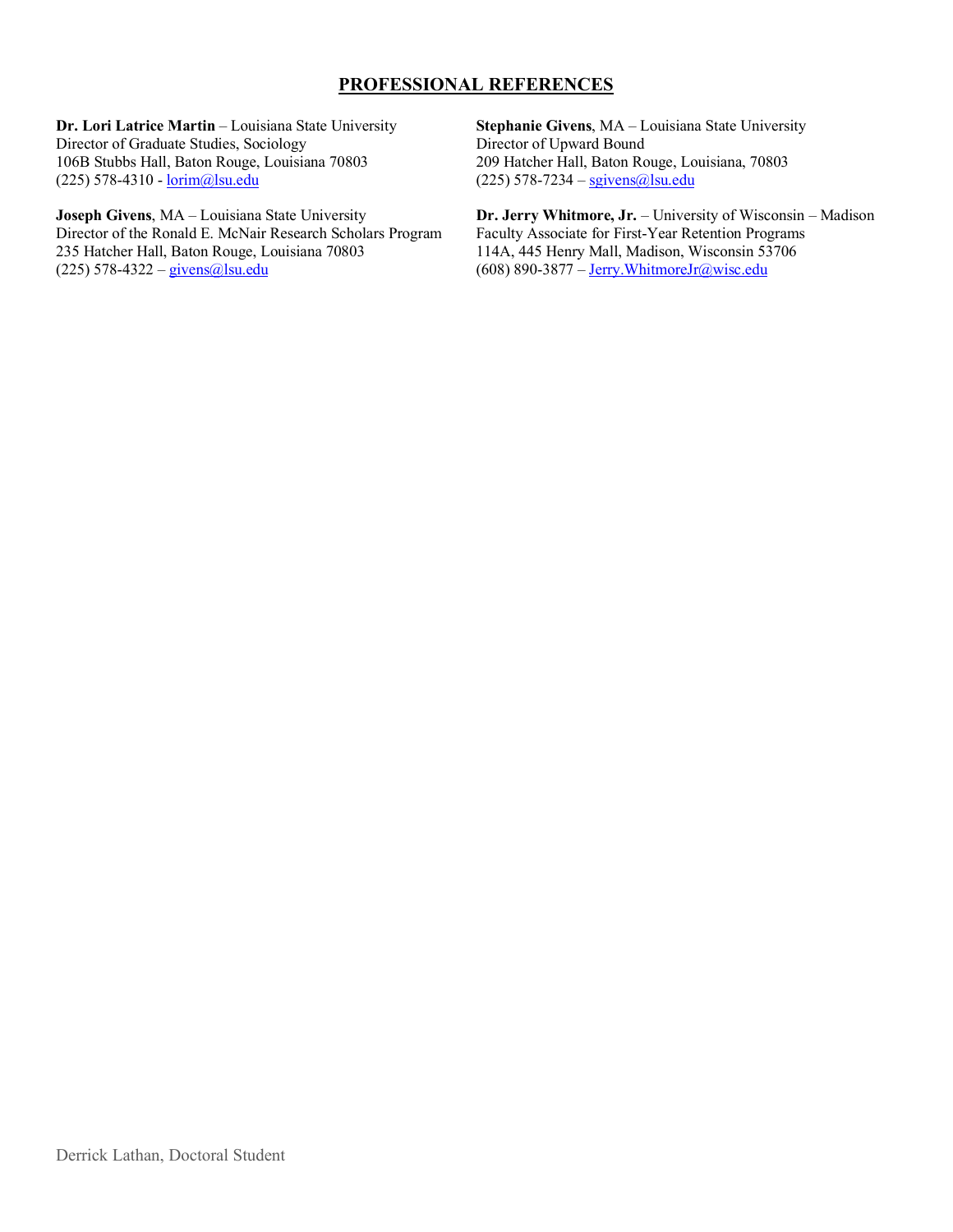## PROFESSIONAL REFERENCES

**Dr. Lori Latrice Martin** – Louisiana State University
Director of Graduate Studies, Sociology
106B Stubbs Hall, Baton Rouge, Louisiana 70803
(225) 578-4310 - lorim@lsu.edu

**Joseph Givens**, MA – Louisiana State University
Director of the Ronald E. McNair Research Scholars Program
235 Hatcher Hall, Baton Rouge, Louisiana 70803
(225) 578-4322 – givens@lsu.edu

**Stephanie Givens**, MA – Louisiana State University
Director of Upward Bound
209 Hatcher Hall, Baton Rouge, Louisiana, 70803
(225) 578-7234 – sgivens@lsu.edu

**Dr. Jerry Whitmore, Jr.** – University of Wisconsin – Madison
Faculty Associate for First-Year Retention Programs
114A, 445 Henry Mall, Madison, Wisconsin 53706
(608) 890-3877 – Jerry.WhitmoreJr@wisc.edu